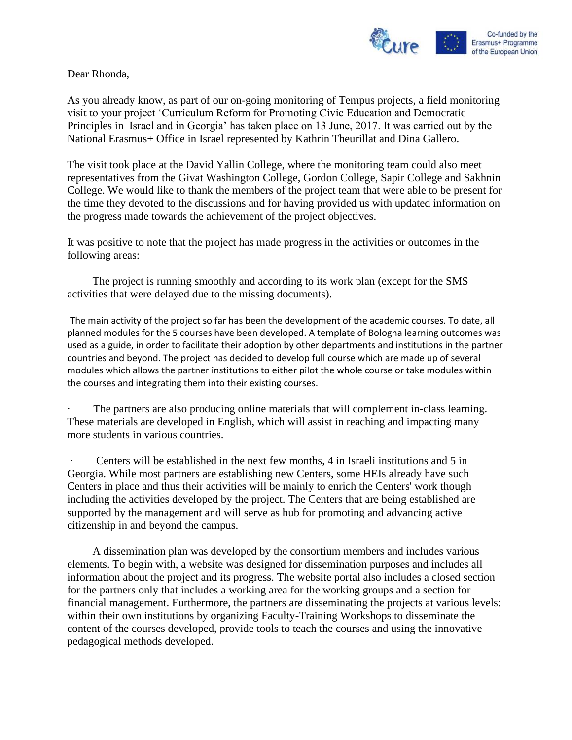Dear Rhonda,

As you already know, as part of our on-going monitoring of Tempus projects, a field monitoring visit to your project 'Curriculum Reform for Promoting Civic Education and Democratic Principles in Israel and in Georgia' has taken place on 13 June, 2017. It was carried out by the National Erasmus+ Office in Israel represented by Kathrin Theurillat and Dina Gallero.

The visit took place at the David Yallin College, where the monitoring team could also meet representatives from the Givat Washington College, Gordon College, Sapir College and Sakhnin College. We would like to thank the members of the project team that were able to be present for the time they devoted to the discussions and for having provided us with updated information on the progress made towards the achievement of the project objectives.

It was positive to note that the project has made progress in the activities or outcomes in the following areas:

The project is running smoothly and according to its work plan (except for the SMS activities that were delayed due to the missing documents).

The main activity of the project so far has been the development of the academic courses. To date, all planned modules for the 5 courses have been developed. A template of Bologna learning outcomes was used as a guide, in order to facilitate their adoption by other departments and institutions in the partner countries and beyond. The project has decided to develop full course which are made up of several modules which allows the partner institutions to either pilot the whole course or take modules within the courses and integrating them into their existing courses.

- The partners are also producing online materials that will complement in-class learning. These materials are developed in English, which will assist in reaching and impacting many more students in various countries.

- Centers will be established in the next few months, 4 in Israeli institutions and 5 in Georgia. While most partners are establishing new Centers, some HEIs already have such Centers in place and thus their activities will be mainly to enrich the Centers' work though including the activities developed by the project. The Centers that are being established are supported by the management and will serve as hub for promoting and advancing active citizenship in and beyond the campus.

A dissemination plan was developed by the consortium members and includes various elements. To begin with, a website was designed for dissemination purposes and includes all information about the project and its progress. The website portal also includes a closed section for the partners only that includes a working area for the working groups and a section for financial management. Furthermore, the partners are disseminating the projects at various levels: within their own institutions by organizing Faculty-Training Workshops to disseminate the content of the courses developed, provide tools to teach the courses and using the innovative pedagogical methods developed.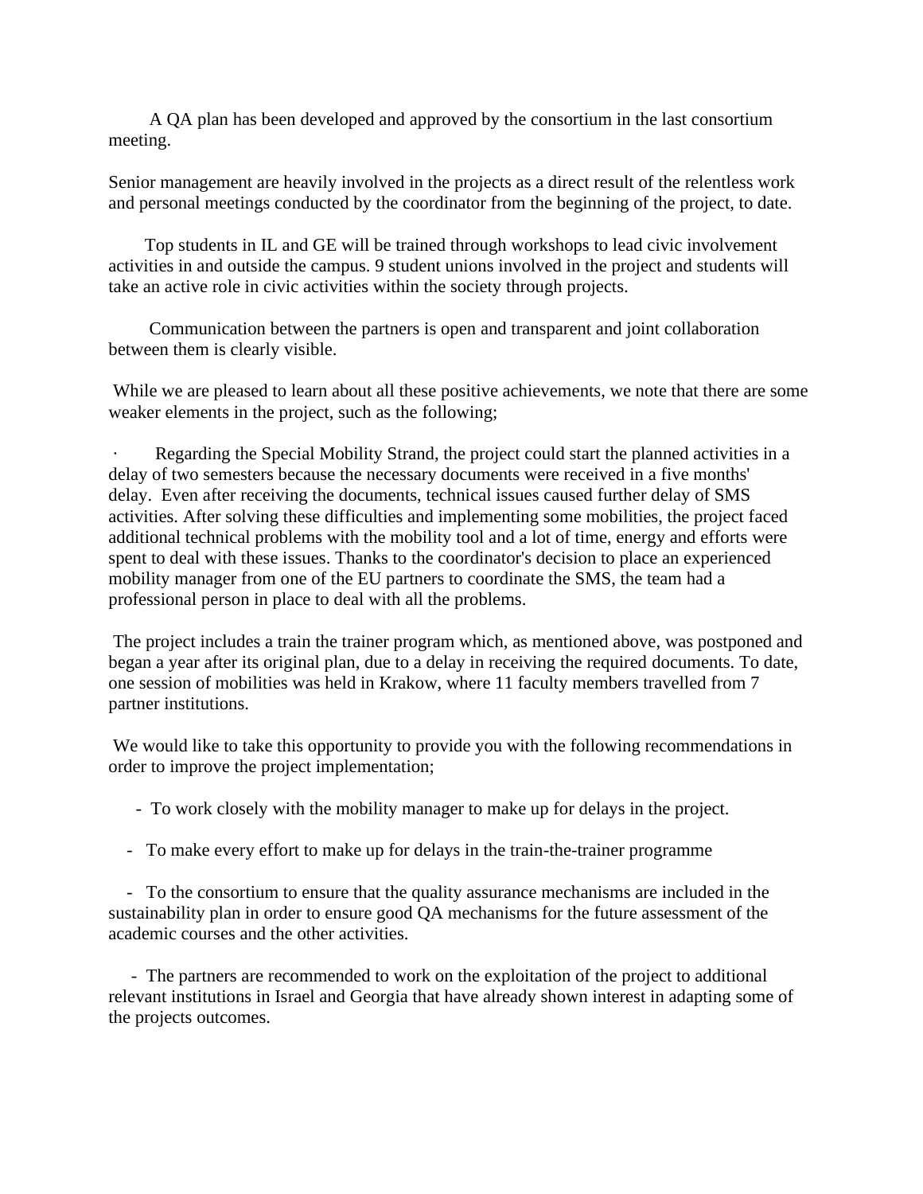A QA plan has been developed and approved by the consortium in the last consortium meeting.

Senior management are heavily involved in the projects as a direct result of the relentless work and personal meetings conducted by the coordinator from the beginning of the project, to date.

Top students in IL and GE will be trained through workshops to lead civic involvement activities in and outside the campus. 9 student unions involved in the project and students will take an active role in civic activities within the society through projects.

Communication between the partners is open and transparent and joint collaboration between them is clearly visible.

While we are pleased to learn about all these positive achievements, we note that there are some weaker elements in the project, such as the following;

- Regarding the Special Mobility Strand, the project could start the planned activities in a delay of two semesters because the necessary documents were received in a five months' delay. Even after receiving the documents, technical issues caused further delay of SMS activities. After solving these difficulties and implementing some mobilities, the project faced additional technical problems with the mobility tool and a lot of time, energy and efforts were spent to deal with these issues. Thanks to the coordinator's decision to place an experienced mobility manager from one of the EU partners to coordinate the SMS, the team had a professional person in place to deal with all the problems.

The project includes a train the trainer program which, as mentioned above, was postponed and began a year after its original plan, due to a delay in receiving the required documents. To date, one session of mobilities was held in Krakow, where 11 faculty members travelled from 7 partner institutions.

We would like to take this opportunity to provide you with the following recommendations in order to improve the project implementation;

- To work closely with the mobility manager to make up for delays in the project.
- To make every effort to make up for delays in the train-the-trainer programme
- To the consortium to ensure that the quality assurance mechanisms are included in the sustainability plan in order to ensure good QA mechanisms for the future assessment of the academic courses and the other activities.
- The partners are recommended to work on the exploitation of the project to additional relevant institutions in Israel and Georgia that have already shown interest in adapting some of the projects outcomes.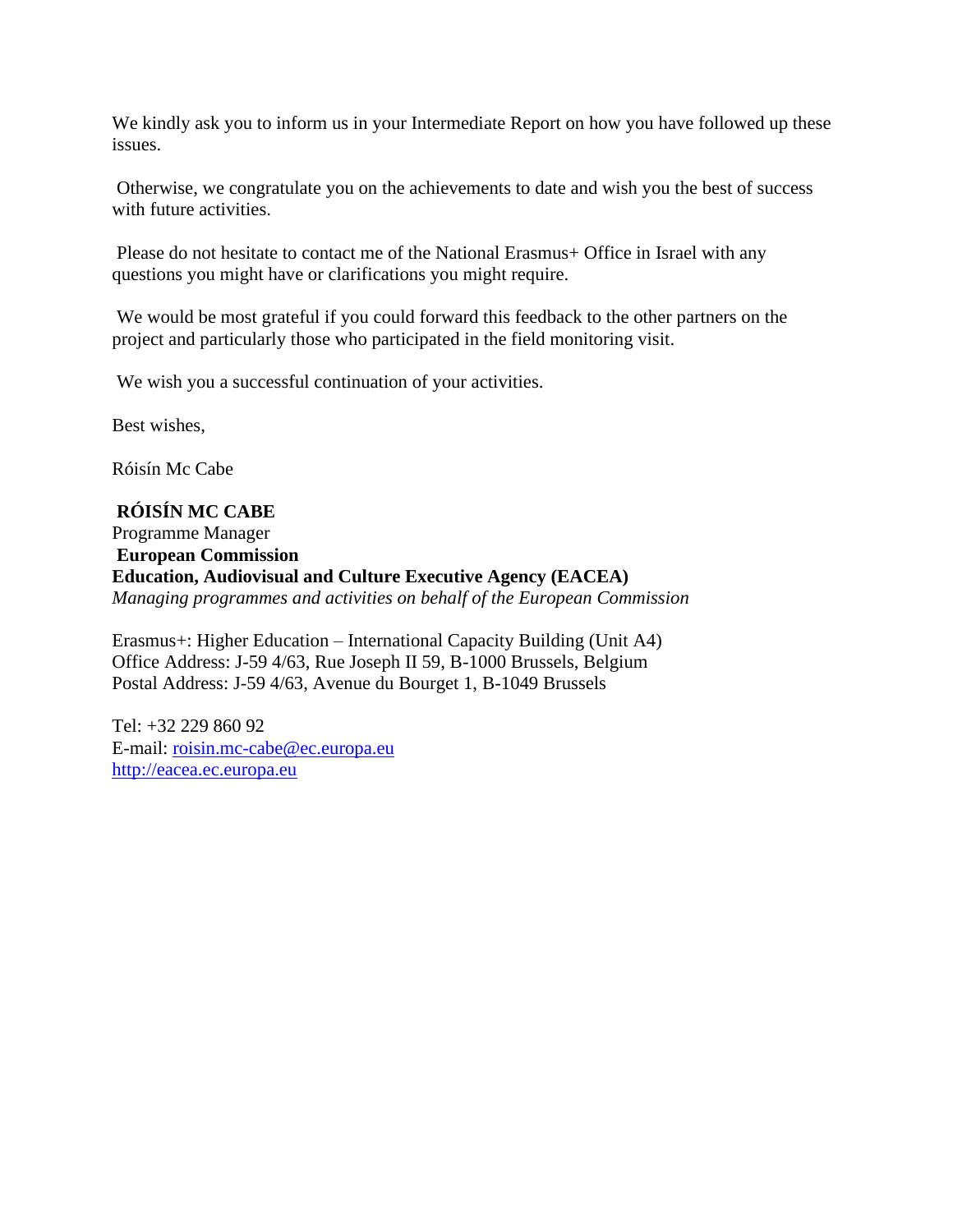We kindly ask you to inform us in your Intermediate Report on how you have followed up these issues.

Otherwise, we congratulate you on the achievements to date and wish you the best of success with future activities.

Please do not hesitate to contact me of the National Erasmus+ Office in Israel with any questions you might have or clarifications you might require.

We would be most grateful if you could forward this feedback to the other partners on the project and particularly those who participated in the field monitoring visit.

We wish you a successful continuation of your activities.

Best wishes,

Róisín Mc Cabe

**RÓISÍN MC CABE**
Programme Manager
**European Commission**
**Education, Audiovisual and Culture Executive Agency (EACEA)**
*Managing programmes and activities on behalf of the European Commission*

Erasmus+: Higher Education – International Capacity Building (Unit A4)
Office Address: J-59 4/63, Rue Joseph II 59, B-1000 Brussels, Belgium
Postal Address: J-59 4/63, Avenue du Bourget 1, B-1049 Brussels

Tel: +32 229 860 92
E-mail: roisin.mc-cabe@ec.europa.eu
http://eacea.ec.europa.eu